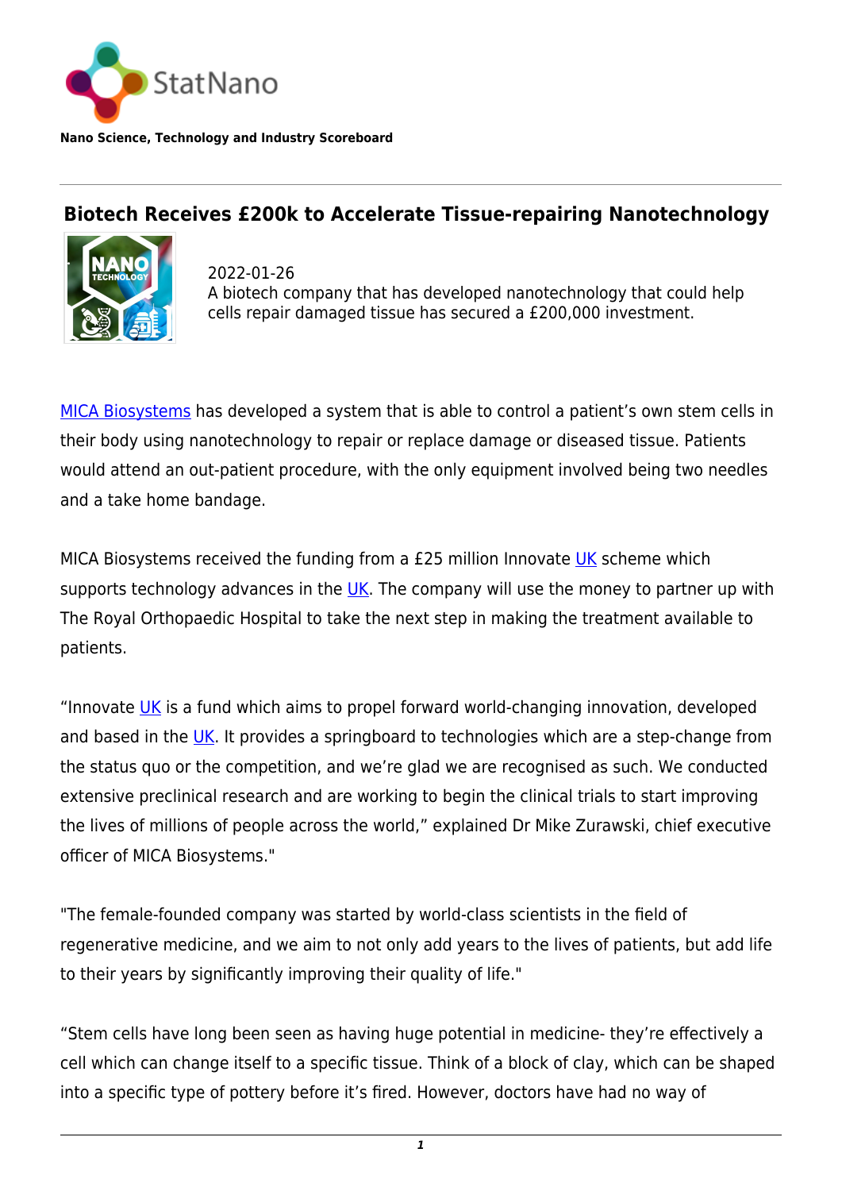StatNano

**Nano Science, Technology and Industry Scoreboard**

# Biotech Receives £200k to Accelerate Tissue-repairing Nanotechnology

2022-01-26

A biotech company that has developed nanotechnology that could help cells repair damaged tissue has secured a £200,000 investment.

MICA Biosystems has developed a system that is able to control a patient's own stem cells in their body using nanotechnology to repair or replace damage or diseased tissue. Patients would attend an out-patient procedure, with the only equipment involved being two needles and a take home bandage.

MICA Biosystems received the funding from a £25 million Innovate UK scheme which supports technology advances in the UK. The company will use the money to partner up with The Royal Orthopaedic Hospital to take the next step in making the treatment available to patients.

"Innovate UK is a fund which aims to propel forward world-changing innovation, developed and based in the UK. It provides a springboard to technologies which are a step-change from the status quo or the competition, and we're glad we are recognised as such. We conducted extensive preclinical research and are working to begin the clinical trials to start improving the lives of millions of people across the world," explained Dr Mike Zurawski, chief executive officer of MICA Biosystems."

"The female-founded company was started by world-class scientists in the field of regenerative medicine, and we aim to not only add years to the lives of patients, but add life to their years by significantly improving their quality of life."

"Stem cells have long been seen as having huge potential in medicine- they're effectively a cell which can change itself to a specific tissue. Think of a block of clay, which can be shaped into a specific type of pottery before it's fired. However, doctors have had no way of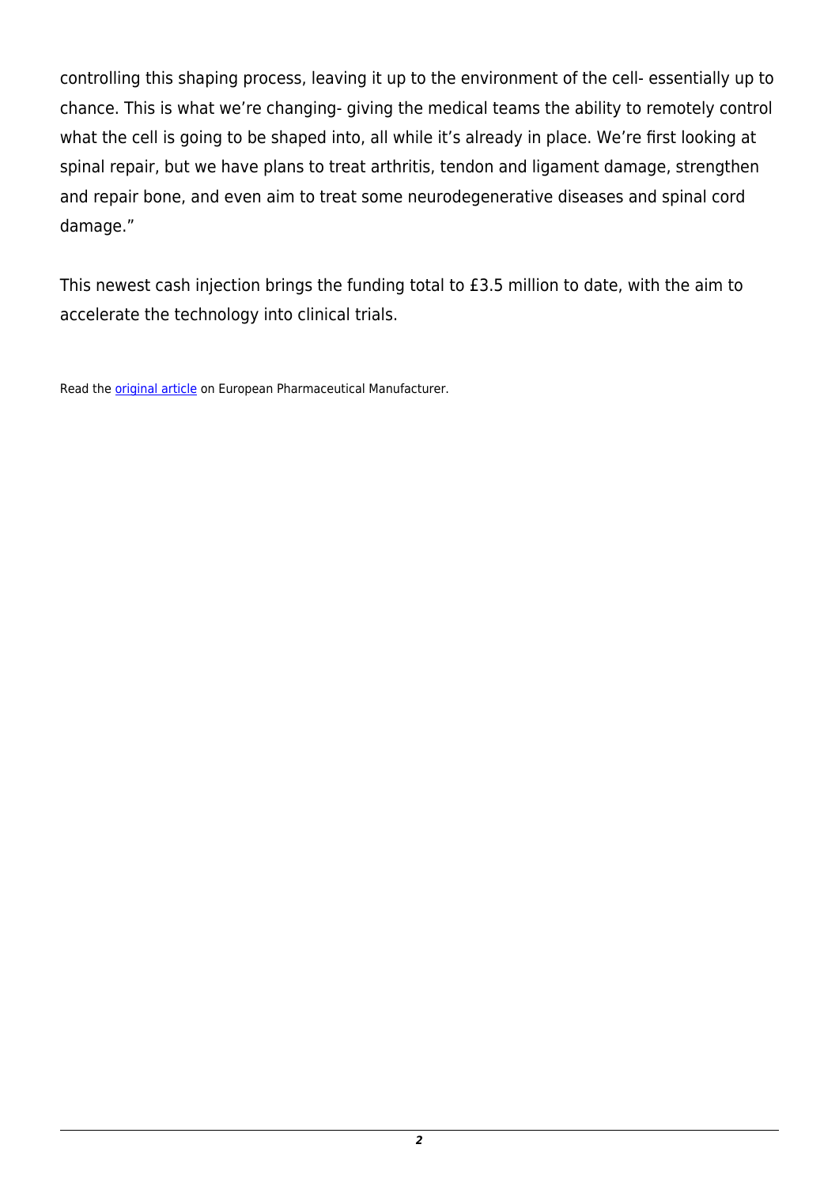controlling this shaping process, leaving it up to the environment of the cell- essentially up to chance. This is what we're changing- giving the medical teams the ability to remotely control what the cell is going to be shaped into, all while it's already in place. We're first looking at spinal repair, but we have plans to treat arthritis, tendon and ligament damage, strengthen and repair bone, and even aim to treat some neurodegenerative diseases and spinal cord damage."

This newest cash injection brings the funding total to £3.5 million to date, with the aim to accelerate the technology into clinical trials.

Read the original article on European Pharmaceutical Manufacturer.